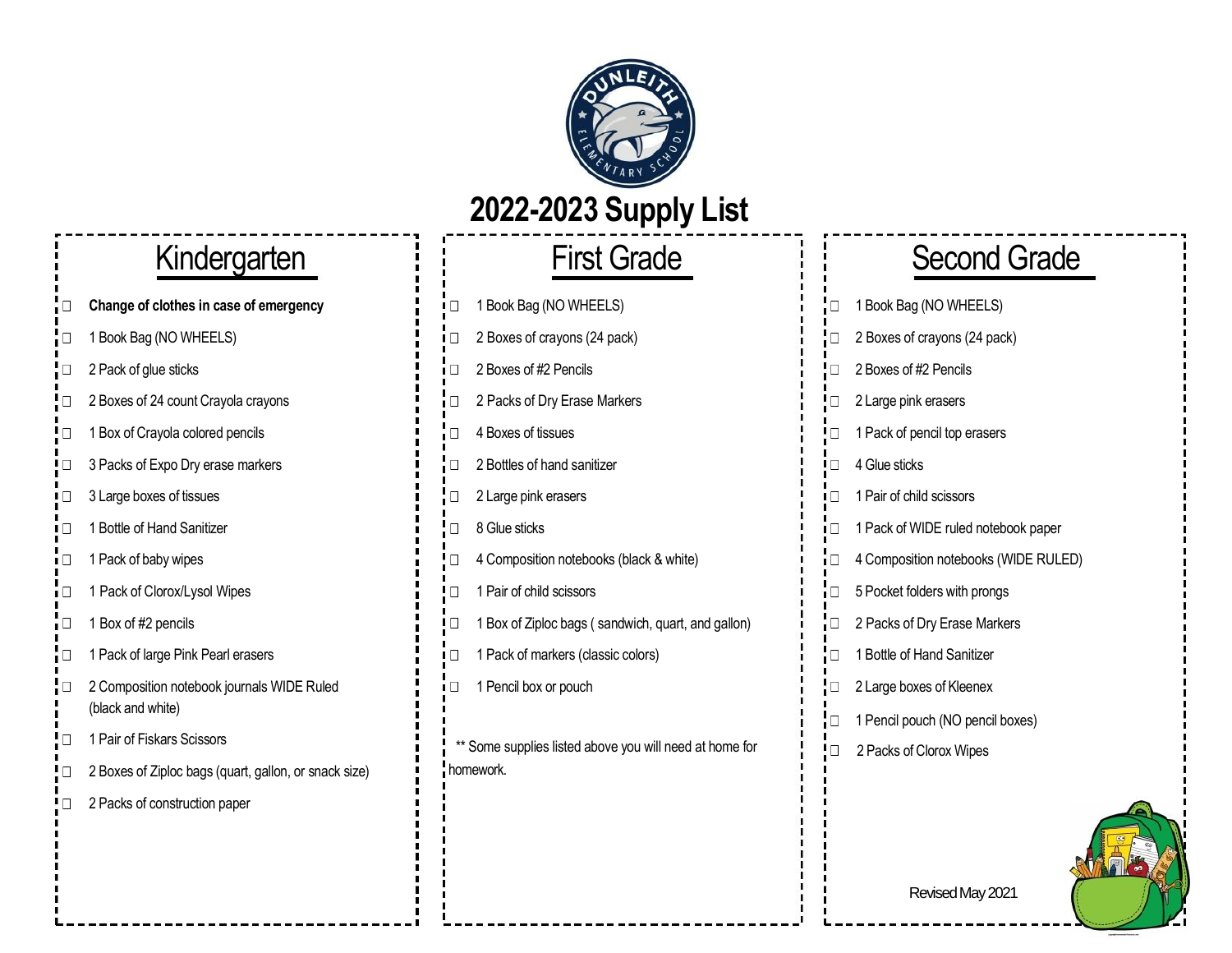# 2022-2023 Supply List

## Kindergarten

- ☐ **Change of clothes in case of emergency**
- ☐ 1 Book Bag (NO WHEELS)
- ☐ 2 Pack of glue sticks
- ☐ 2 Boxes of 24 count Crayola crayons
- ☐ 1 Box of Crayola colored pencils
- ☐ 3 Packs of Expo Dry erase markers
- ☐ 3 Large boxes of tissues
- ☐ 1 Bottle of Hand Sanitizer
- ☐ 1 Pack of baby wipes
- ☐ 1 Pack of Clorox/Lysol Wipes
- ☐ 1 Box of #2 pencils
- ☐ 1 Pack of large Pink Pearl erasers
- ☐ 2 Composition notebook journals WIDE Ruled (black and white)
- ☐ 1 Pair of Fiskars Scissors
- ☐ 2 Boxes of Ziploc bags (quart, gallon, or snack size)
- ☐ 2 Packs of construction paper

## First Grade

- ☐ 1 Book Bag (NO WHEELS)
- ☐ 2 Boxes of crayons (24 pack)
- ☐ 2 Boxes of #2 Pencils
- ☐ 2 Packs of Dry Erase Markers
- ☐ 4 Boxes of tissues
- ☐ 2 Bottles of hand sanitizer
- ☐ 2 Large pink erasers
- ☐ 8 Glue sticks
- ☐ 4 Composition notebooks (black & white)
- ☐ 1 Pair of child scissors
- ☐ 1 Box of Ziploc bags ( sandwich, quart, and gallon)
- ☐ 1 Pack of markers (classic colors)
- ☐ 1 Pencil box or pouch

** Some supplies listed above you will need at home for homework.

## Second Grade

- ☐ 1 Book Bag (NO WHEELS)
- ☐ 2 Boxes of crayons (24 pack)
- ☐ 2 Boxes of #2 Pencils
- ☐ 2 Large pink erasers
- ☐ 1 Pack of pencil top erasers
- ☐ 4 Glue sticks
- ☐ 1 Pair of child scissors
- ☐ 1 Pack of WIDE ruled notebook paper
- ☐ 4 Composition notebooks (WIDE RULED)
- ☐ 5 Pocket folders with prongs
- ☐ 2 Packs of Dry Erase Markers
- ☐ 1 Bottle of Hand Sanitizer
- ☐ 2 Large boxes of Kleenex
- ☐ 1 Pencil pouch (NO pencil boxes)
- ☐ 2 Packs of Clorox Wipes

Revised May 2021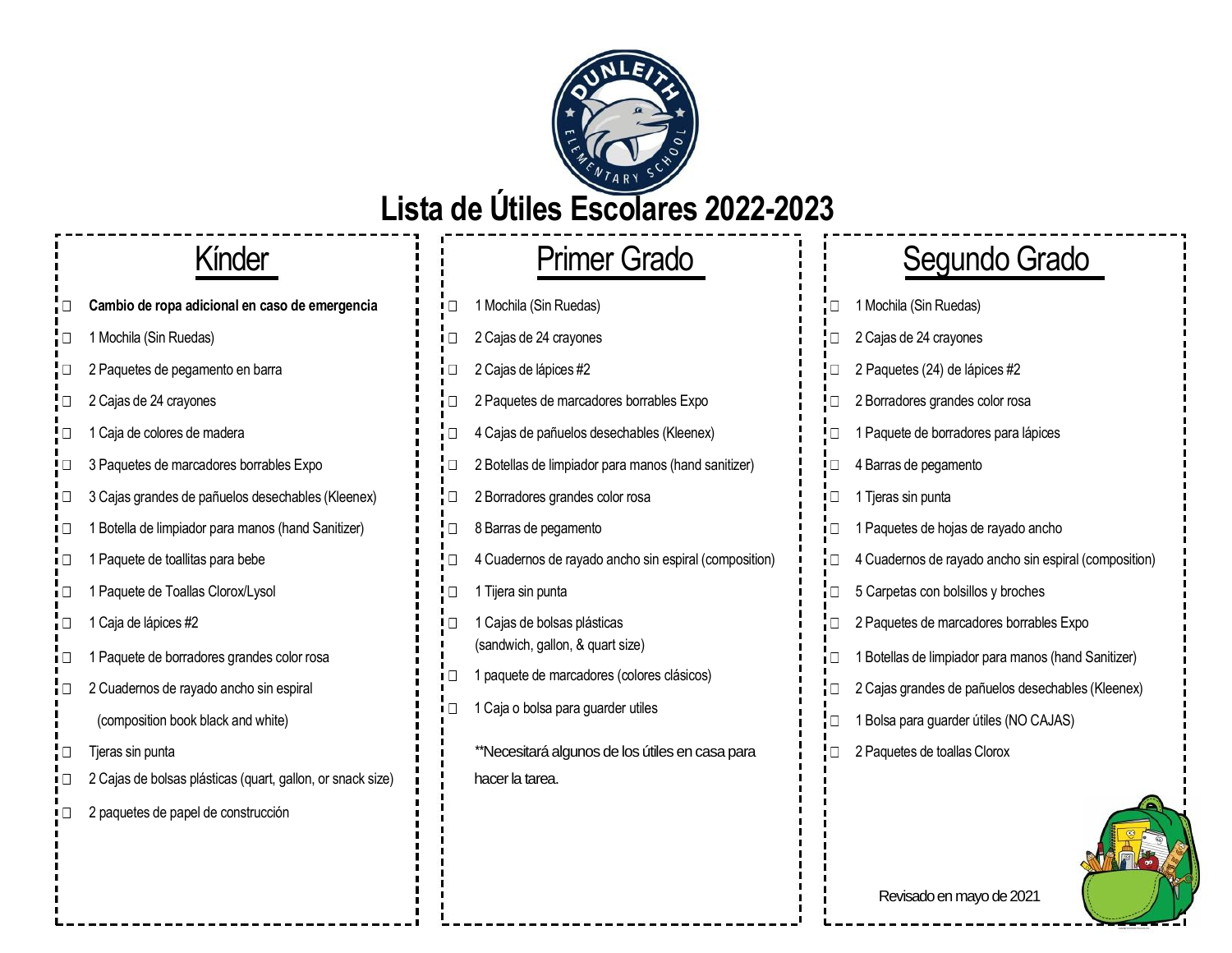# Lista de Útiles Escolares 2022-2023

## Kínder

- ☐ **Cambio de ropa adicional en caso de emergencia**
- ☐ 1 Mochila (Sin Ruedas)
- ☐ 2 Paquetes de pegamento en barra
- ☐ 2 Cajas de 24 crayones
- ☐ 1 Caja de colores de madera
- ☐ 3 Paquetes de marcadores borrables Expo
- ☐ 3 Cajas grandes de pañuelos desechables (Kleenex)
- ☐ 1 Botella de limpiador para manos (hand Sanitizer)
- ☐ 1 Paquete de toallitas para bebe
- ☐ 1 Paquete de Toallas Clorox/Lysol
- ☐ 1 Caja de lápices #2
- ☐ 1 Paquete de borradores grandes color rosa
- ☐ 2 Cuadernos de rayado ancho sin espiral (composition book black and white)
- ☐ Tjeras sin punta
- ☐ 2 Cajas de bolsas plásticas (quart, gallon, or snack size)
- ☐ 2 paquetes de papel de construcción

## Primer Grado

- ☐ 1 Mochila (Sin Ruedas)
- ☐ 2 Cajas de 24 crayones
- ☐ 2 Cajas de lápices #2
- ☐ 2 Paquetes de marcadores borrables Expo
- ☐ 4 Cajas de pañuelos desechables (Kleenex)
- ☐ 2 Botellas de limpiador para manos (hand sanitizer)
- ☐ 2 Borradores grandes color rosa
- ☐ 8 Barras de pegamento
- ☐ 4 Cuadernos de rayado ancho sin espiral (composition)
- ☐ 1 Tijera sin punta
- ☐ 1 Cajas de bolsas plásticas (sandwich, gallon, & quart size)
- ☐ 1 paquete de marcadores (colores clásicos)
- ☐ 1 Caja o bolsa para guarder utiles

**Necesitará algunos de los útiles en casa para hacer la tarea.

## Segundo Grado

- ☐ 1 Mochila (Sin Ruedas)
- ☐ 2 Cajas de 24 crayones
- ☐ 2 Paquetes (24) de lápices #2
- ☐ 2 Borradores grandes color rosa
- ☐ 1 Paquete de borradores para lápices
- ☐ 4 Barras de pegamento
- ☐ 1 Tjeras sin punta
- ☐ 1 Paquetes de hojas de rayado ancho
- ☐ 4 Cuadernos de rayado ancho sin espiral (composition)
- ☐ 5 Carpetas con bolsillos y broches
- ☐ 2 Paquetes de marcadores borrables Expo
- ☐ 1 Botellas de limpiador para manos (hand Sanitizer)
- ☐ 2 Cajas grandes de pañuelos desechables (Kleenex)
- ☐ 1 Bolsa para guardar útiles (NO CAJAS)
- ☐ 2 Paquetes de toallas Clorox

Revisado en mayo de 2021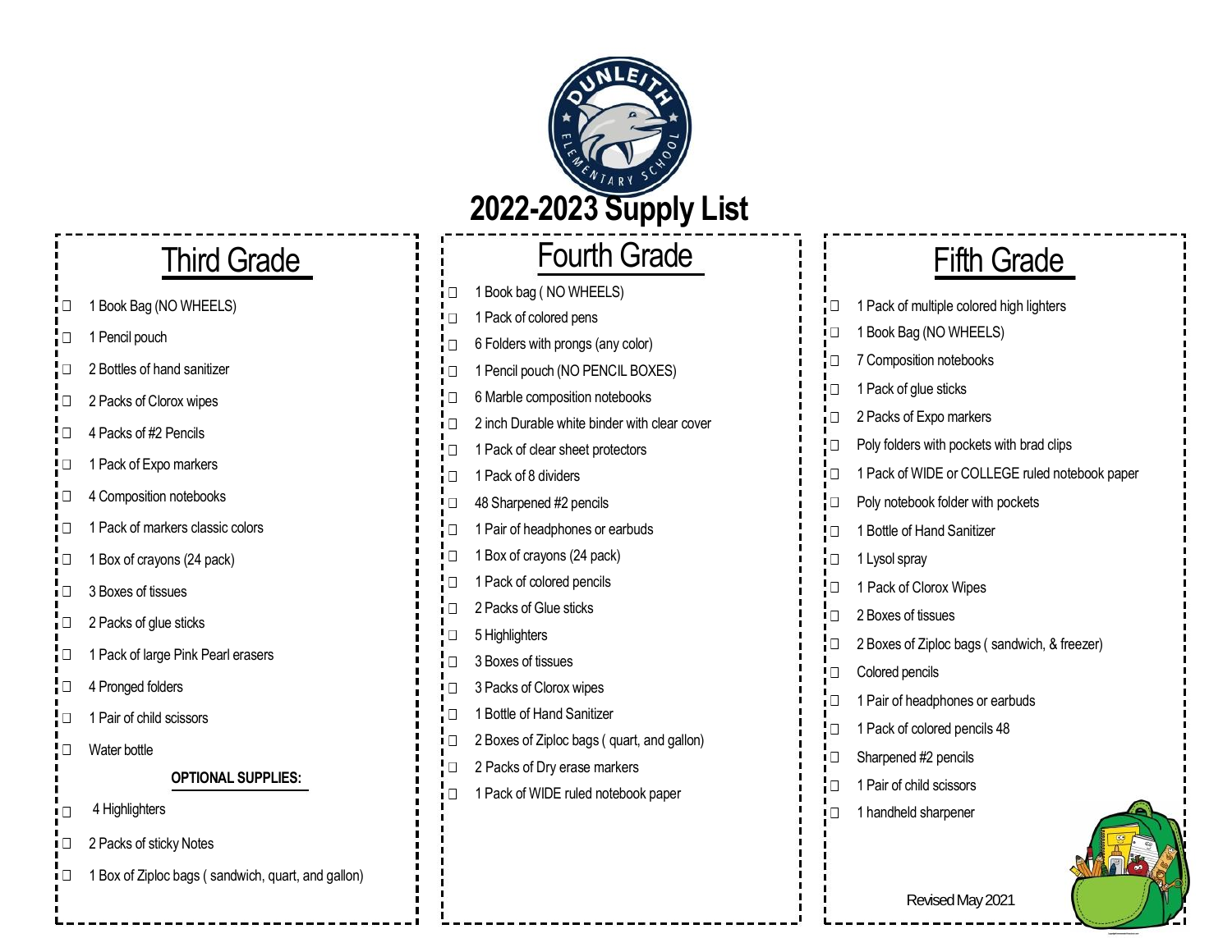# 2022-2023 Supply List

## Third Grade

- ☐ 1 Book Bag (NO WHEELS)
- ☐ 1 Pencil pouch
- ☐ 2 Bottles of hand sanitizer
- ☐ 2 Packs of Clorox wipes
- ☐ 4 Packs of #2 Pencils
- ☐ 1 Pack of Expo markers
- ☐ 4 Composition notebooks
- ☐ 1 Pack of markers classic colors
- ☐ 1 Box of crayons (24 pack)
- ☐ 3 Boxes of tissues
- ☐ 2 Packs of glue sticks
- ☐ 1 Pack of large Pink Pearl erasers
- ☐ 4 Pronged folders
- ☐ 1 Pair of child scissors
- ☐ Water bottle

**OPTIONAL SUPPLIES:**

- ☐ 4 Highlighters
- ☐ 2 Packs of sticky Notes
- ☐ 1 Box of Ziploc bags ( sandwich, quart, and gallon)

## Fourth Grade

- ☐ 1 Book bag ( NO WHEELS)
- ☐ 1 Pack of colored pens
- ☐ 6 Folders with prongs (any color)
- ☐ 1 Pencil pouch (NO PENCIL BOXES)
- ☐ 6 Marble composition notebooks
- ☐ 2 inch Durable white binder with clear cover
- ☐ 1 Pack of clear sheet protectors
- ☐ 1 Pack of 8 dividers
- ☐ 48 Sharpened #2 pencils
- ☐ 1 Pair of headphones or earbuds
- ☐ 1 Box of crayons (24 pack)
- ☐ 1 Pack of colored pencils
- ☐ 2 Packs of Glue sticks
- ☐ 5 Highlights
- ☐ 3 Boxes of tissues
- ☐ 3 Packs of Clorox wipes
- ☐ 1 Bottle of Hand Sanitizer
- ☐ 2 Boxes of Ziploc bags ( quart, and gallon)
- ☐ 2 Packs of Dry erase markers
- ☐ 1 Pack of WIDE ruled notebook paper

## Fifth Grade

- ☐ 1 Pack of multiple colored high lighters
- ☐ 1 Book Bag (NO WHEELS)
- ☐ 7 Composition notebooks
- ☐ 1 Pack of glue sticks
- ☐ 2 Packs of Expo markers
- ☐ Poly folders with pockets with brad clips
- ☐ 1 Pack of WIDE or COLLEGE ruled notebook paper
- ☐ Poly notebook folder with pockets
- ☐ 1 Bottle of Hand Sanitizer
- ☐ 1 Lysol spray
- ☐ 1 Pack of Clorox Wipes
- ☐ 2 Boxes of tissues
- ☐ 2 Boxes of Ziploc bags ( sandwich, & freezer)
- ☐ Colored pencils
- ☐ 1 Pair of headphones or earbuds
- ☐ 1 Pack of colored pencils 48
- ☐ Sharpened #2 pencils
- ☐ 1 Pair of child scissors
- ☐ 1 handheld sharpener

Revised May 2021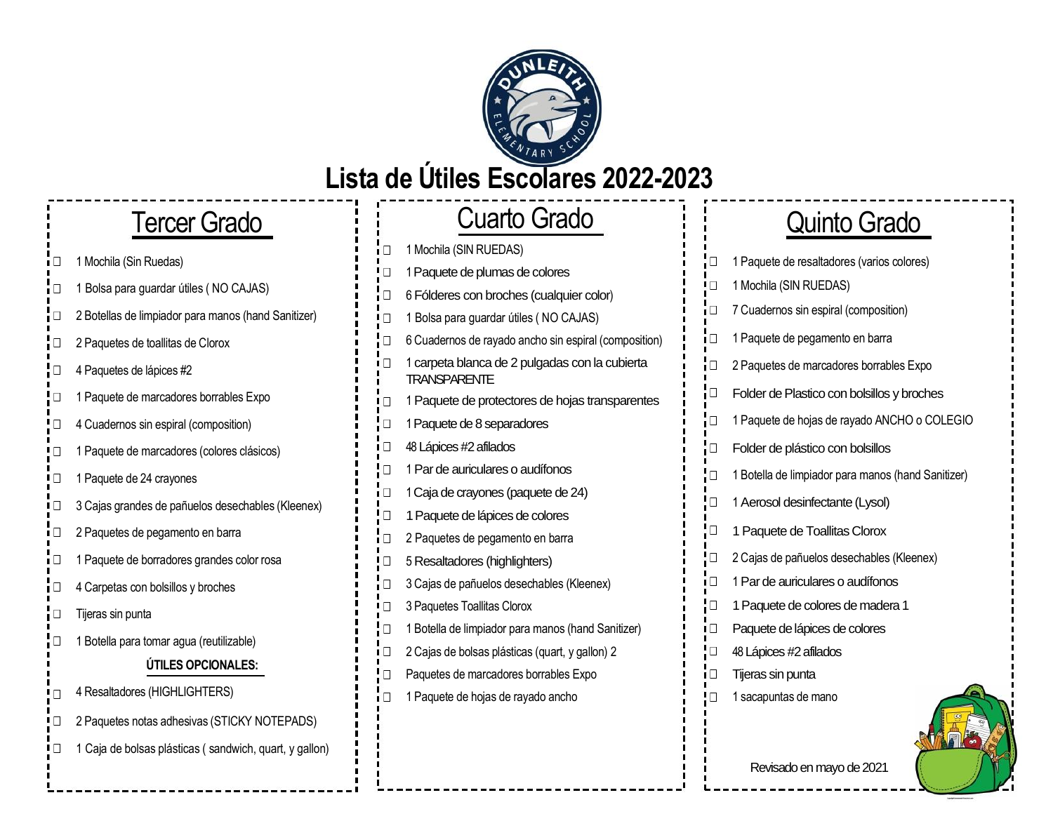# Lista de Útiles Escolares 2022-2023

## Tercer Grado

- ☐ 1 Mochila (Sin Ruedas)
- ☐ 1 Bolsa para guardar útiles ( NO CAJAS)
- ☐ 2 Botellas de limpiador para manos (hand Sanitizer)
- ☐ 2 Paquetes de toallitas de Clorox
- ☐ 4 Paquetes de lápices #2
- ☐ 1 Paquete de marcadores borrables Expo
- ☐ 4 Cuadernos sin espiral (composition)
- ☐ 1 Paquete de marcadores (colores clásicos)
- ☐ 1 Paquete de 24 crayones
- ☐ 3 Cajas grandes de pañuelos desechables (Kleenex)
- ☐ 2 Paquetes de pegamento en barra
- ☐ 1 Paquete de borradores grandes color rosa
- ☐ 4 Carpetas con bolsillos y broches
- ☐ Tijeras sin punta
- ☐ 1 Botella para tomar agua (reutilizable)

**ÚTILES OPCIONALES:**

- ☐ 4 Resaltadores (HIGHLIGHTERS)
- ☐ 2 Paquetes notas adhesivas (STICKY NOTEPADS)
- ☐ 1 Caja de bolsas plásticas ( sandwich, quart, y gallon)

## Cuarto Grado

- ☐ 1 Mochila (SIN RUEDAS)
- ☐ 1 Paquete de plumas de colores
- ☐ 6 Fólderes con broches (cualquier color)
- ☐ 1 Bolsa para guardar útiles ( NO CAJAS)
- ☐ 6 Cuadernos de rayado ancho sin espiral (composition)
- ☐ 1 carpeta blanca de 2 pulgadas con la cubierta TRANSPARENTE
- ☐ 1 Paquete de protectores de hojas transparentes
- ☐ 1 Paquete de 8 separadores
- ☐ 48 Lápices #2 afilados
- ☐ 1 Par de auriculares o audífonos
- ☐ 1 Caja de crayones (paquete de 24)
- ☐ 1 Paquete de lápices de colores
- ☐ 2 Paquetes de pegamento en barra
- ☐ 5 Resaltadores (highlighters)
- ☐ 3 Cajas de pañuelos desechables (Kleenex)
- ☐ 3 Paquetes Toallitas Clorox
- ☐ 1 Botella de limpiador para manos (hand Sanitizer)
- ☐ 2 Cajas de bolsas plásticas (quart, y gallon) 2
- ☐ Paquetes de marcadores borrables Expo
- ☐ 1 Paquete de hojas de rayado ancho

## Quinto Grado

- ☐ 1 Paquete de resaltadores (varios colores)
- ☐ 1 Mochila (SIN RUEDAS)
- ☐ 7 Cuadernos sin espiral (composition)
- ☐ 1 Paquete de pegamento en barra
- ☐ 2 Paquetes de marcadores borrables Expo
- ☐ Folder de Plastico con bolsillos y broches
- ☐ 1 Paquete de hojas de rayado ANCHO o COLEGIO
- ☐ Folder de plástico con bolsillos
- ☐ 1 Botella de limpiador para manos (hand Sanitizer)
- ☐ 1 Aerosol desinfectante (Lysol)
- ☐ 1 Paquete de Toallitas Clorox
- ☐ 2 Cajas de pañuelos desechables (Kleenex)
- ☐ 1 Par de auriculares o audífonos
- ☐ 1 Paquete de colores de madera 1
- ☐ Paquete de lápices de colores
- ☐ 48 Lápices #2 afilados
- ☐ Tijeras sin punta
- ☐ 1 sacapuntas de mano

Revisado en mayo de 2021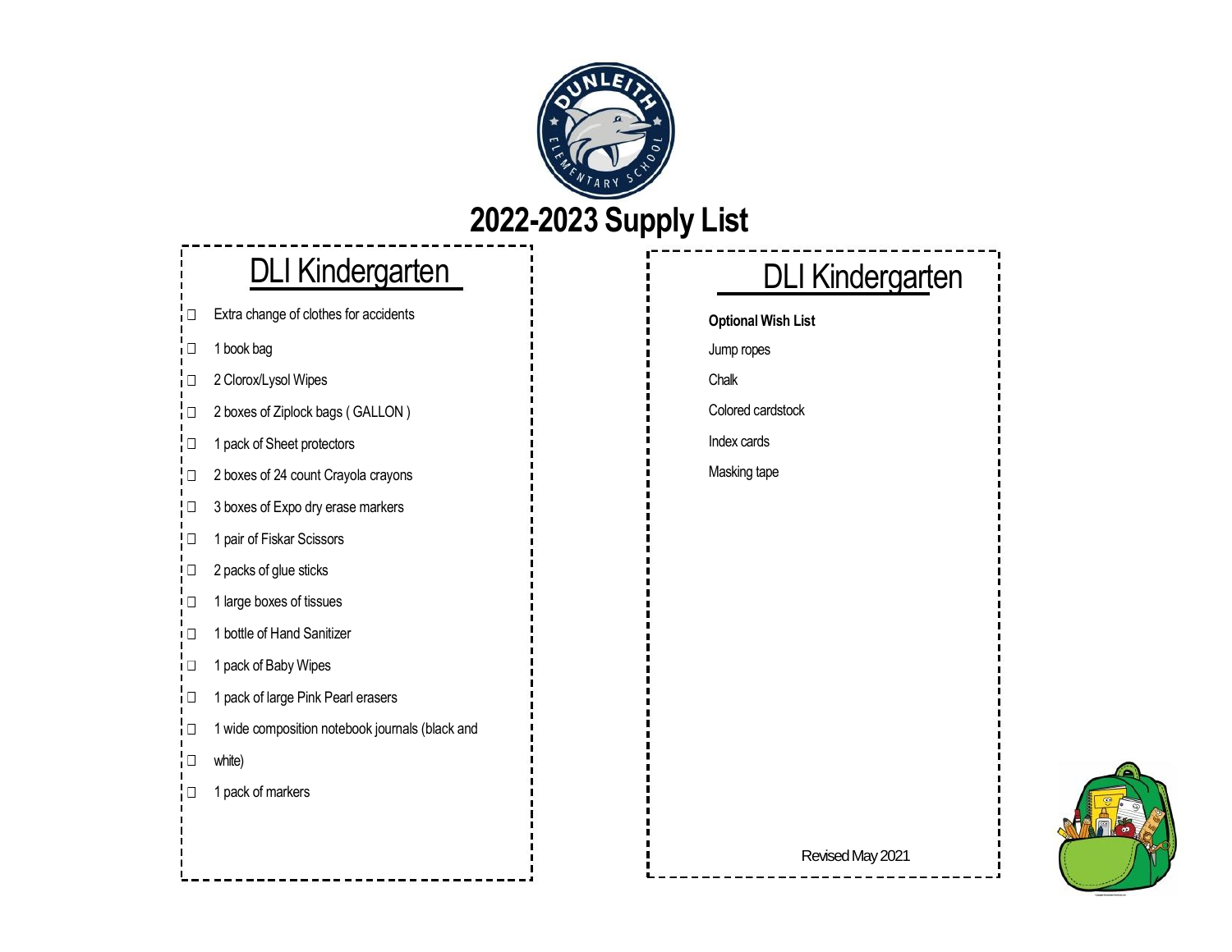# 2022-2023 Supply List

## DLI Kindergarten

- ☐ Extra change of clothes for accidents
- ☐ 1 book bag
- ☐ 2 Clorox/Lysol Wipes
- ☐ 2 boxes of Ziplock bags ( GALLON )
- ☐ 1 pack of Sheet protectors
- ☐ 2 boxes of 24 count Crayola crayons
- ☐ 3 boxes of Expo dry erase markers
- ☐ 1 pair of Fiskar Scissors
- ☐ 2 packs of glue sticks
- ☐ 1 large boxes of tissues
- ☐ 1 bottle of Hand Sanitizer
- ☐ 1 pack of Baby Wipes
- ☐ 1 pack of large Pink Pearl erasers
- ☐ 1 wide composition notebook journals (black and
- ☐ white)
- ☐ 1 pack of markers

## DLI Kindergarten

**Optional Wish List**

Jump ropes

Chalk

Colored cardstock

Index cards

Masking tape

Revised May 2021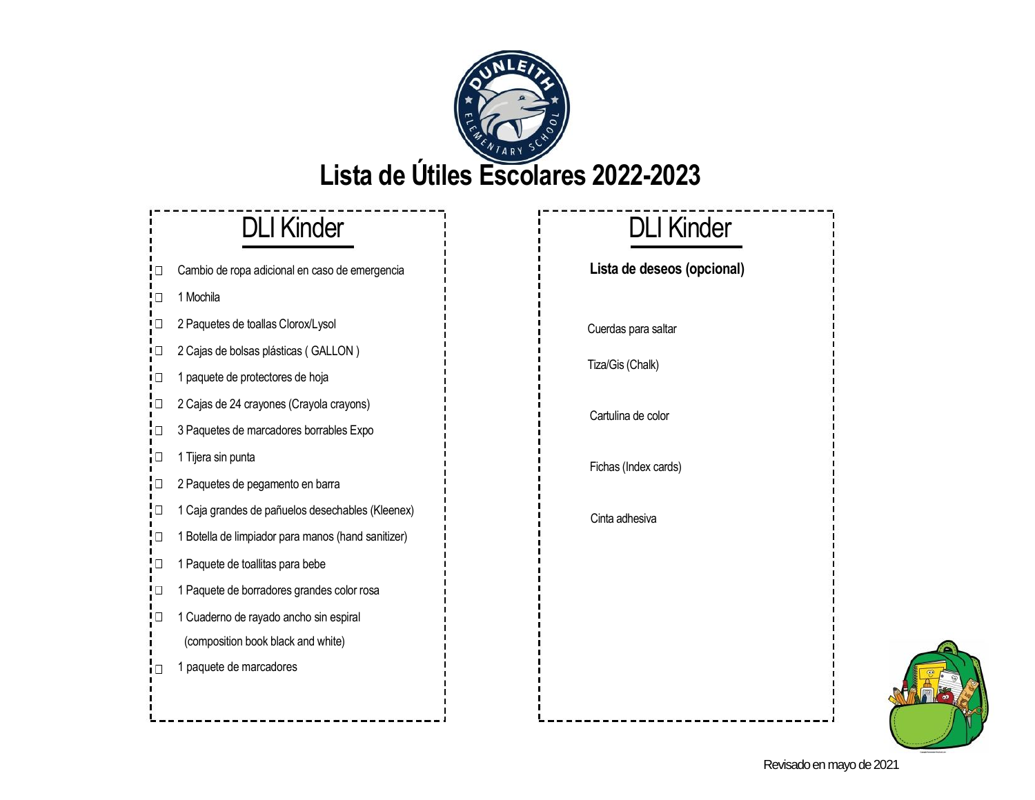# Lista de Útiles Escolares 2022-2023

## DLI Kinder

- ☐ Cambio de ropa adicional en caso de emergencia
- ☐ 1 Mochila
- ☐ 2 Paquetes de toallas Clorox/Lysol
- ☐ 2 Cajas de bolsas plásticas ( GALLON )
- ☐ 1 paquete de protectores de hoja
- ☐ 2 Cajas de 24 crayones (Crayola crayons)
- ☐ 3 Paquetes de marcadores borrables Expo
- ☐ 1 Tijera sin punta
- ☐ 2 Paquetes de pegamento en barra
- ☐ 1 Caja grandes de pañuelos desechables (Kleenex)
- ☐ 1 Botella de limpiador para manos (hand sanitizer)
- ☐ 1 Paquete de toallitas para bebe
- ☐ 1 Paquete de borradores grandes color rosa
- ☐ 1 Cuaderno de rayado ancho sin espiral (composition book black and white)
- ☐ 1 paquete de marcadores

## DLI Kinder

**Lista de deseos (opcional)**

Cuerdas para saltar

Tiza/Gis (Chalk)

Cartulina de color

Fichas (Index cards)

Cinta adhesiva

Revisado en mayo de 2021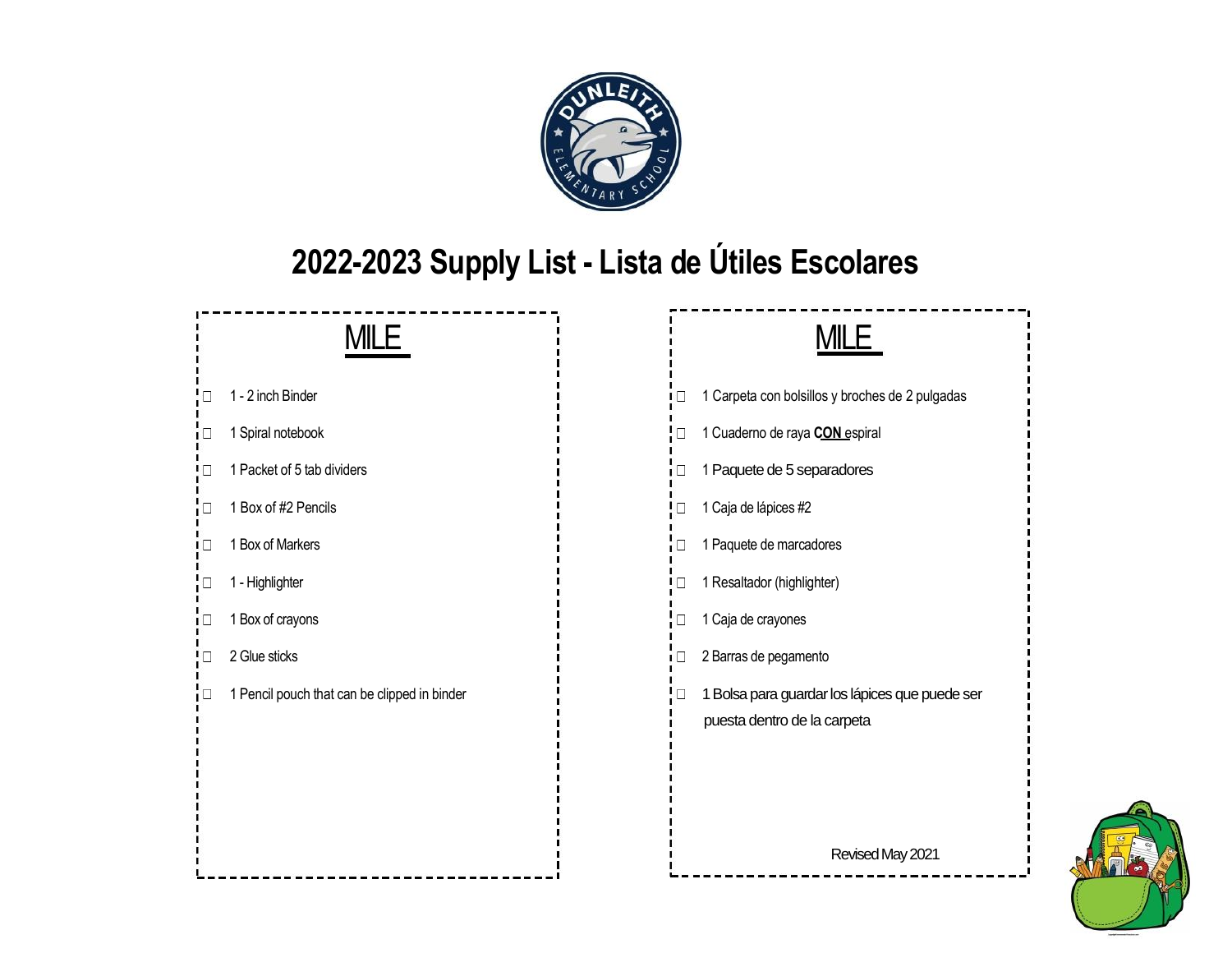# 2022-2023 Supply List - Lista de Útiles Escolares

## MILE

- ☐ 1 - 2 inch Binder
- ☐ 1 Spiral notebook
- ☐ 1 Packet of 5 tab dividers
- ☐ 1 Box of #2 Pencils
- ☐ 1 Box of Markers
- ☐ 1 - Highlighter
- ☐ 1 Box of crayons
- ☐ 2 Glue sticks
- ☐ 1 Pencil pouch that can be clipped in binder

## MILE

- ☐ 1 Carpeta con bolsillos y broches de 2 pulgadas
- ☐ 1 Cuaderno de raya **CON** espiral
- ☐ 1 Paquete de 5 separadores
- ☐ 1 Caja de lápices #2
- ☐ 1 Paquete de marcadores
- ☐ 1 Resaltador (highlighter)
- ☐ 1 Caja de crayones
- ☐ 2 Barras de pegamento
- ☐ 1 Bolsa para guardar los lápices que puede ser puesta dentro de la carpeta

Revised May 2021